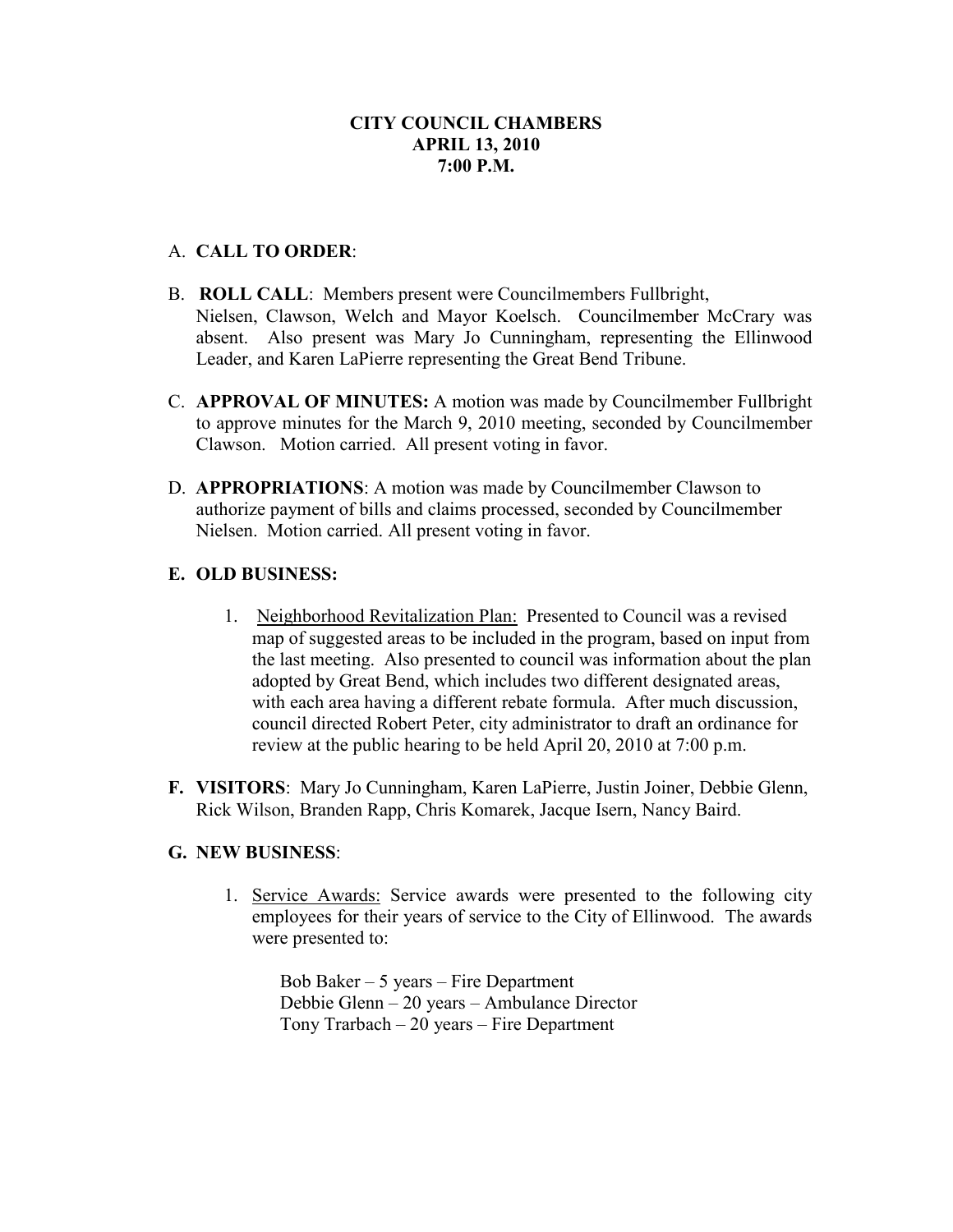**CITY COUNCIL CHAMBERS**
**APRIL 13, 2010**
**7:00 P.M.**

A. **CALL TO ORDER**:

B. **ROLL CALL**: Members present were Councilmembers Fullbright, Nielsen, Clawson, Welch and Mayor Koelsch. Councilmember McCrary was absent. Also present was Mary Jo Cunningham, representing the Ellinwood Leader, and Karen LaPierre representing the Great Bend Tribune.

C. **APPROVAL OF MINUTES:** A motion was made by Councilmember Fullbright to approve minutes for the March 9, 2010 meeting, seconded by Councilmember Clawson. Motion carried. All present voting in favor.

D. **APPROPRIATIONS**: A motion was made by Councilmember Clawson to authorize payment of bills and claims processed, seconded by Councilmember Nielsen. Motion carried. All present voting in favor.

**E. OLD BUSINESS:**

1. <u>Neighborhood Revitalization Plan:</u> Presented to Council was a revised map of suggested areas to be included in the program, based on input from the last meeting. Also presented to council was information about the plan adopted by Great Bend, which includes two different designated areas, with each area having a different rebate formula. After much discussion, council directed Robert Peter, city administrator to draft an ordinance for review at the public hearing to be held April 20, 2010 at 7:00 p.m.

**F. VISITORS**: Mary Jo Cunningham, Karen LaPierre, Justin Joiner, Debbie Glenn, Rick Wilson, Branden Rapp, Chris Komarek, Jacque Isern, Nancy Baird.

**G. NEW BUSINESS**:

1. <u>Service Awards:</u> Service awards were presented to the following city employees for their years of service to the City of Ellinwood. The awards were presented to:

   Bob Baker – 5 years – Fire Department
   Debbie Glenn – 20 years – Ambulance Director
   Tony Trarbach – 20 years – Fire Department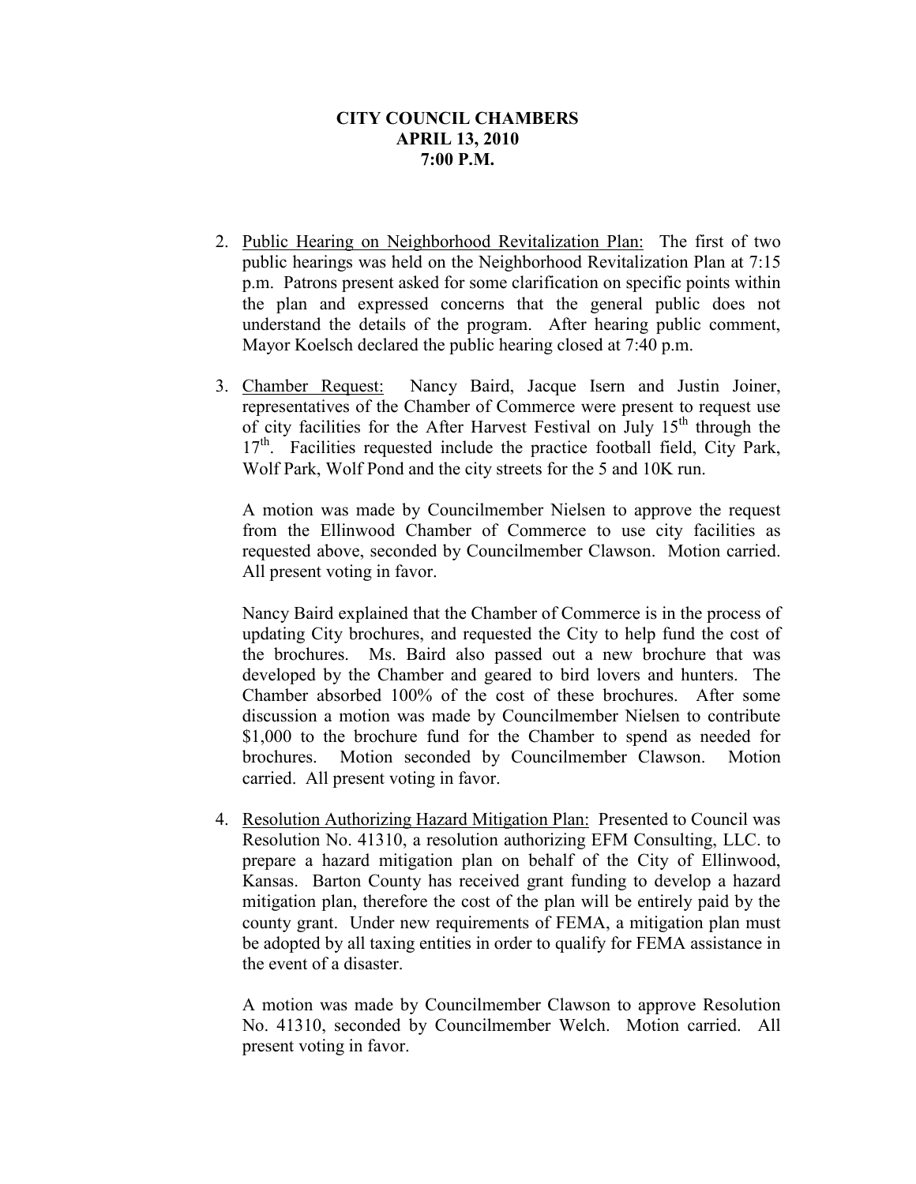**CITY COUNCIL CHAMBERS**
**APRIL 13, 2010**
**7:00 P.M.**

2. Public Hearing on Neighborhood Revitalization Plan: The first of two public hearings was held on the Neighborhood Revitalization Plan at 7:15 p.m. Patrons present asked for some clarification on specific points within the plan and expressed concerns that the general public does not understand the details of the program. After hearing public comment, Mayor Koelsch declared the public hearing closed at 7:40 p.m.

3. Chamber Request: Nancy Baird, Jacque Isern and Justin Joiner, representatives of the Chamber of Commerce were present to request use of city facilities for the After Harvest Festival on July 15th through the 17th. Facilities requested include the practice football field, City Park, Wolf Park, Wolf Pond and the city streets for the 5 and 10K run.

   A motion was made by Councilmember Nielsen to approve the request from the Ellinwood Chamber of Commerce to use city facilities as requested above, seconded by Councilmember Clawson. Motion carried. All present voting in favor.

   Nancy Baird explained that the Chamber of Commerce is in the process of updating City brochures, and requested the City to help fund the cost of the brochures. Ms. Baird also passed out a new brochure that was developed by the Chamber and geared to bird lovers and hunters. The Chamber absorbed 100% of the cost of these brochures. After some discussion a motion was made by Councilmember Nielsen to contribute $1,000 to the brochure fund for the Chamber to spend as needed for brochures. Motion seconded by Councilmember Clawson. Motion carried. All present voting in favor.

4. Resolution Authorizing Hazard Mitigation Plan: Presented to Council was Resolution No. 41310, a resolution authorizing EFM Consulting, LLC. to prepare a hazard mitigation plan on behalf of the City of Ellinwood, Kansas. Barton County has received grant funding to develop a hazard mitigation plan, therefore the cost of the plan will be entirely paid by the county grant. Under new requirements of FEMA, a mitigation plan must be adopted by all taxing entities in order to qualify for FEMA assistance in the event of a disaster.

   A motion was made by Councilmember Clawson to approve Resolution No. 41310, seconded by Councilmember Welch. Motion carried. All present voting in favor.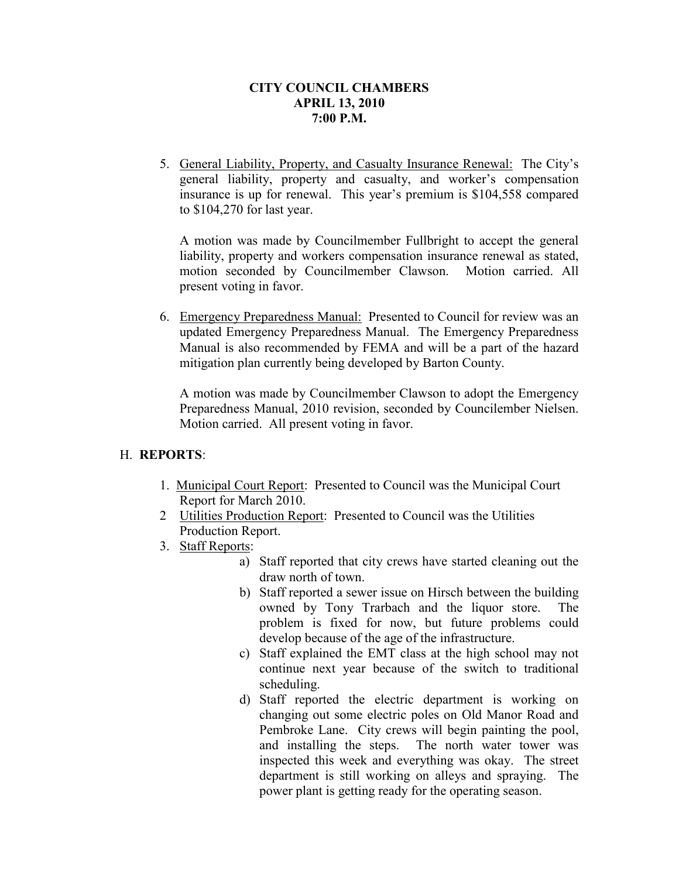**CITY COUNCIL CHAMBERS**
**APRIL 13, 2010**
**7:00 P.M.**

5. General Liability, Property, and Casualty Insurance Renewal: The City's general liability, property and casualty, and worker's compensation insurance is up for renewal. This year's premium is $104,558 compared to $104,270 for last year.

   A motion was made by Councilmember Fullbright to accept the general liability, property and workers compensation insurance renewal as stated, motion seconded by Councilmember Clawson. Motion carried. All present voting in favor.

6. Emergency Preparedness Manual: Presented to Council for review was an updated Emergency Preparedness Manual. The Emergency Preparedness Manual is also recommended by FEMA and will be a part of the hazard mitigation plan currently being developed by Barton County.

   A motion was made by Councilmember Clawson to adopt the Emergency Preparedness Manual, 2010 revision, seconded by Councilember Nielsen. Motion carried. All present voting in favor.

H. **REPORTS**:

1. Municipal Court Report: Presented to Council was the Municipal Court Report for March 2010.
2. Utilities Production Report: Presented to Council was the Utilities Production Report.
3. Staff Reports:
   a) Staff reported that city crews have started cleaning out the draw north of town.
   b) Staff reported a sewer issue on Hirsch between the building owned by Tony Trarbach and the liquor store. The problem is fixed for now, but future problems could develop because of the age of the infrastructure.
   c) Staff explained the EMT class at the high school may not continue next year because of the switch to traditional scheduling.
   d) Staff reported the electric department is working on changing out some electric poles on Old Manor Road and Pembroke Lane. City crews will begin painting the pool, and installing the steps. The north water tower was inspected this week and everything was okay. The street department is still working on alleys and spraying. The power plant is getting ready for the operating season.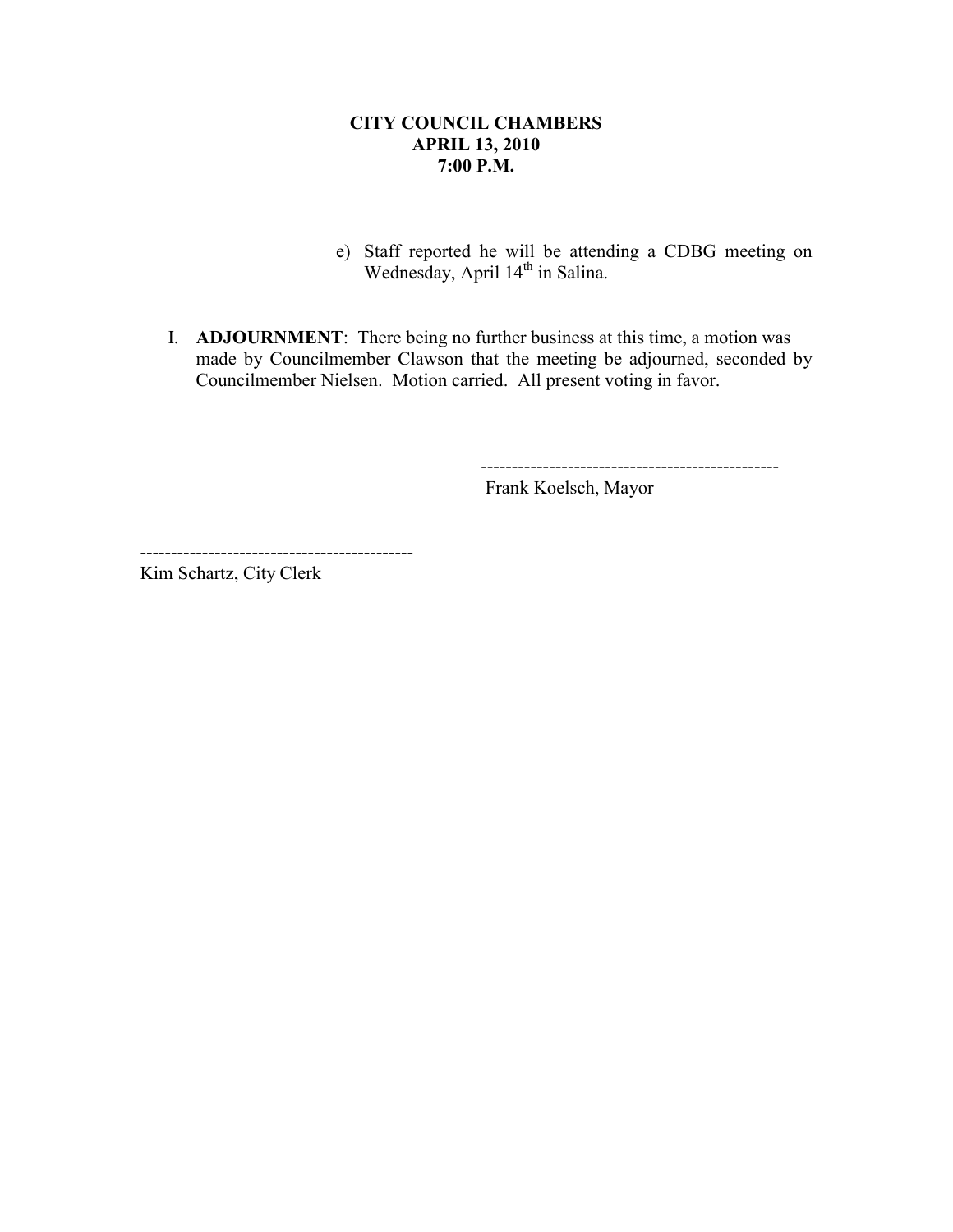**CITY COUNCIL CHAMBERS**
**APRIL 13, 2010**
**7:00 P.M.**

e) Staff reported he will be attending a CDBG meeting on Wednesday, April 14th in Salina.

I. **ADJOURNMENT**: There being no further business at this time, a motion was made by Councilmember Clawson that the meeting be adjourned, seconded by Councilmember Nielsen. Motion carried. All present voting in favor.

------------------------------------------------
Frank Koelsch, Mayor

--------------------------------------------
Kim Schartz, City Clerk